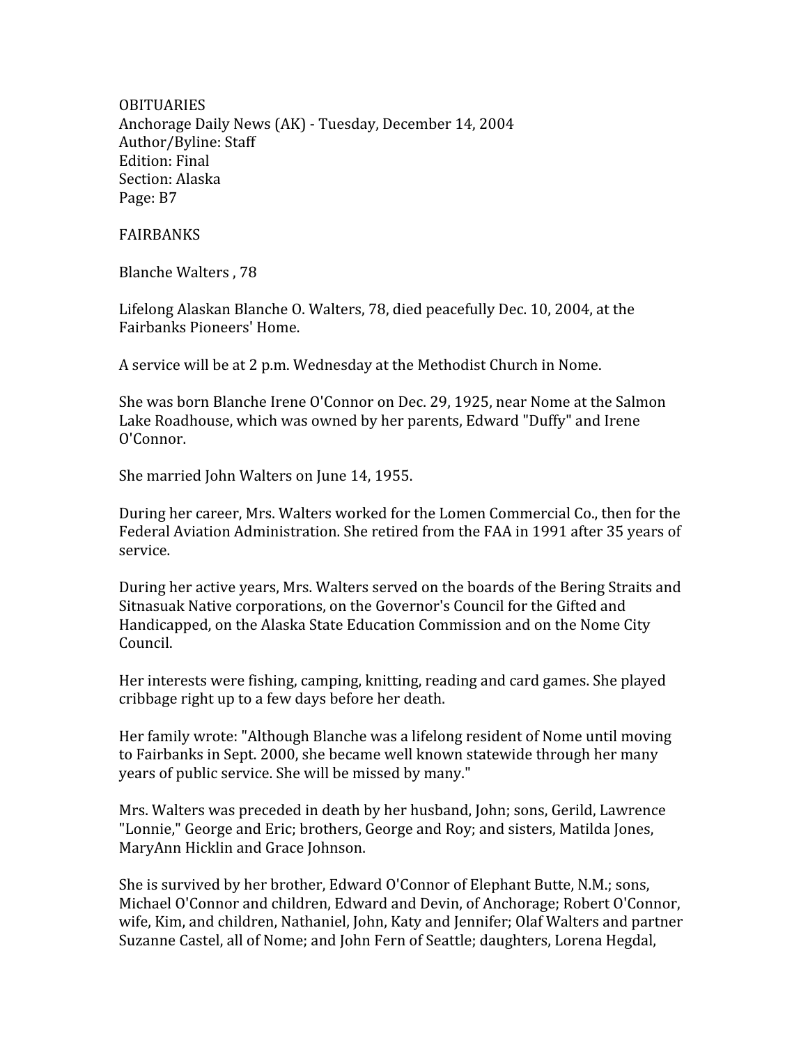OBITUARIES
Anchorage Daily News (AK) - Tuesday, December 14, 2004
Author/Byline: Staff
Edition: Final
Section: Alaska
Page: B7

FAIRBANKS

Blanche Walters , 78

Lifelong Alaskan Blanche O. Walters, 78, died peacefully Dec. 10, 2004, at the Fairbanks Pioneers' Home.

A service will be at 2 p.m. Wednesday at the Methodist Church in Nome.

She was born Blanche Irene O'Connor on Dec. 29, 1925, near Nome at the Salmon Lake Roadhouse, which was owned by her parents, Edward "Duffy" and Irene O'Connor.

She married John Walters on June 14, 1955.

During her career, Mrs. Walters worked for the Lomen Commercial Co., then for the Federal Aviation Administration. She retired from the FAA in 1991 after 35 years of service.

During her active years, Mrs. Walters served on the boards of the Bering Straits and Sitnasuak Native corporations, on the Governor's Council for the Gifted and Handicapped, on the Alaska State Education Commission and on the Nome City Council.

Her interests were fishing, camping, knitting, reading and card games. She played cribbage right up to a few days before her death.

Her family wrote: "Although Blanche was a lifelong resident of Nome until moving to Fairbanks in Sept. 2000, she became well known statewide through her many years of public service. She will be missed by many."

Mrs. Walters was preceded in death by her husband, John; sons, Gerild, Lawrence "Lonnie," George and Eric; brothers, George and Roy; and sisters, Matilda Jones, MaryAnn Hicklin and Grace Johnson.

She is survived by her brother, Edward O'Connor of Elephant Butte, N.M.; sons, Michael O'Connor and children, Edward and Devin, of Anchorage; Robert O'Connor, wife, Kim, and children, Nathaniel, John, Katy and Jennifer; Olaf Walters and partner Suzanne Castel, all of Nome; and John Fern of Seattle; daughters, Lorena Hegdal,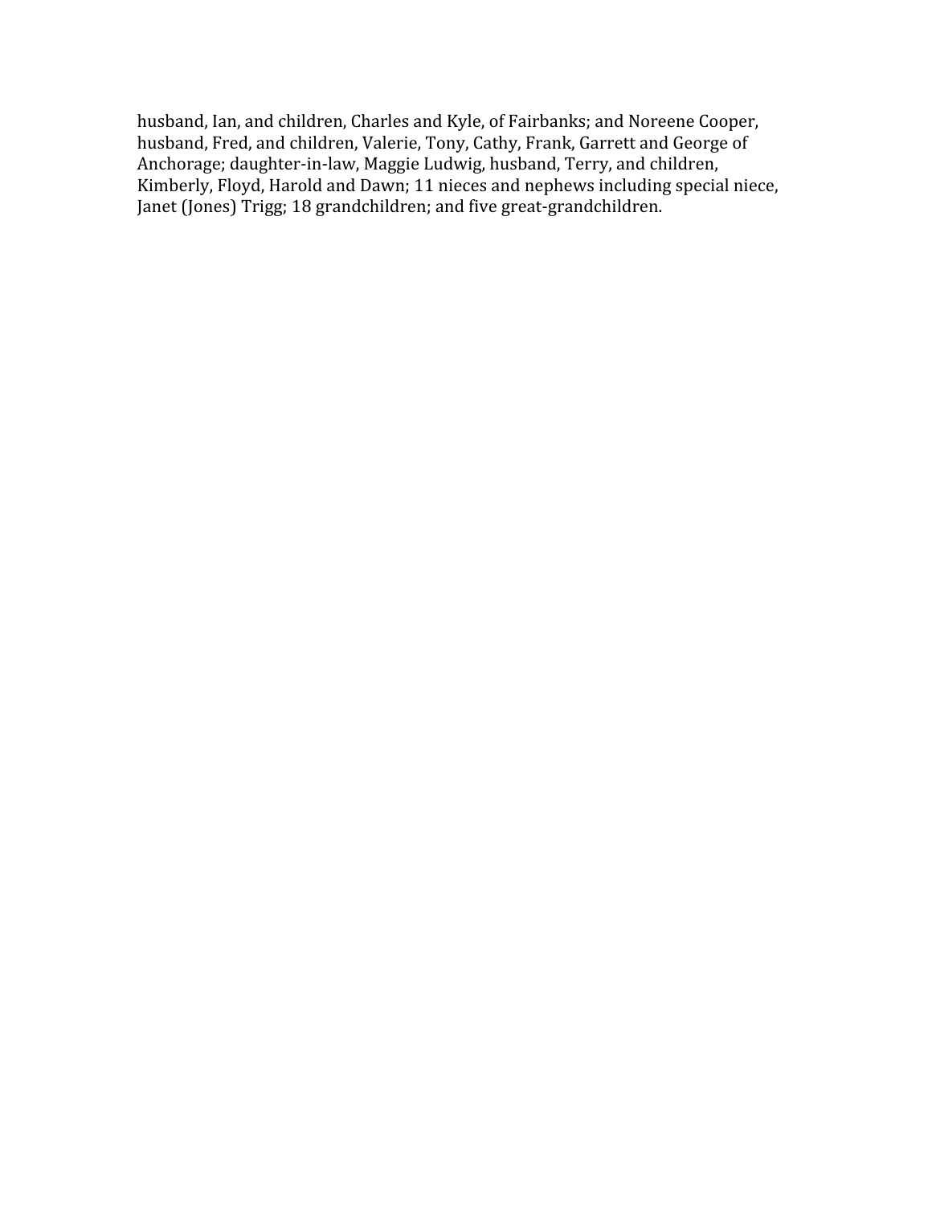husband, Ian, and children, Charles and Kyle, of Fairbanks; and Noreene Cooper, husband, Fred, and children, Valerie, Tony, Cathy, Frank, Garrett and George of Anchorage; daughter-in-law, Maggie Ludwig, husband, Terry, and children, Kimberly, Floyd, Harold and Dawn; 11 nieces and nephews including special niece, Janet (Jones) Trigg; 18 grandchildren; and five great-grandchildren.